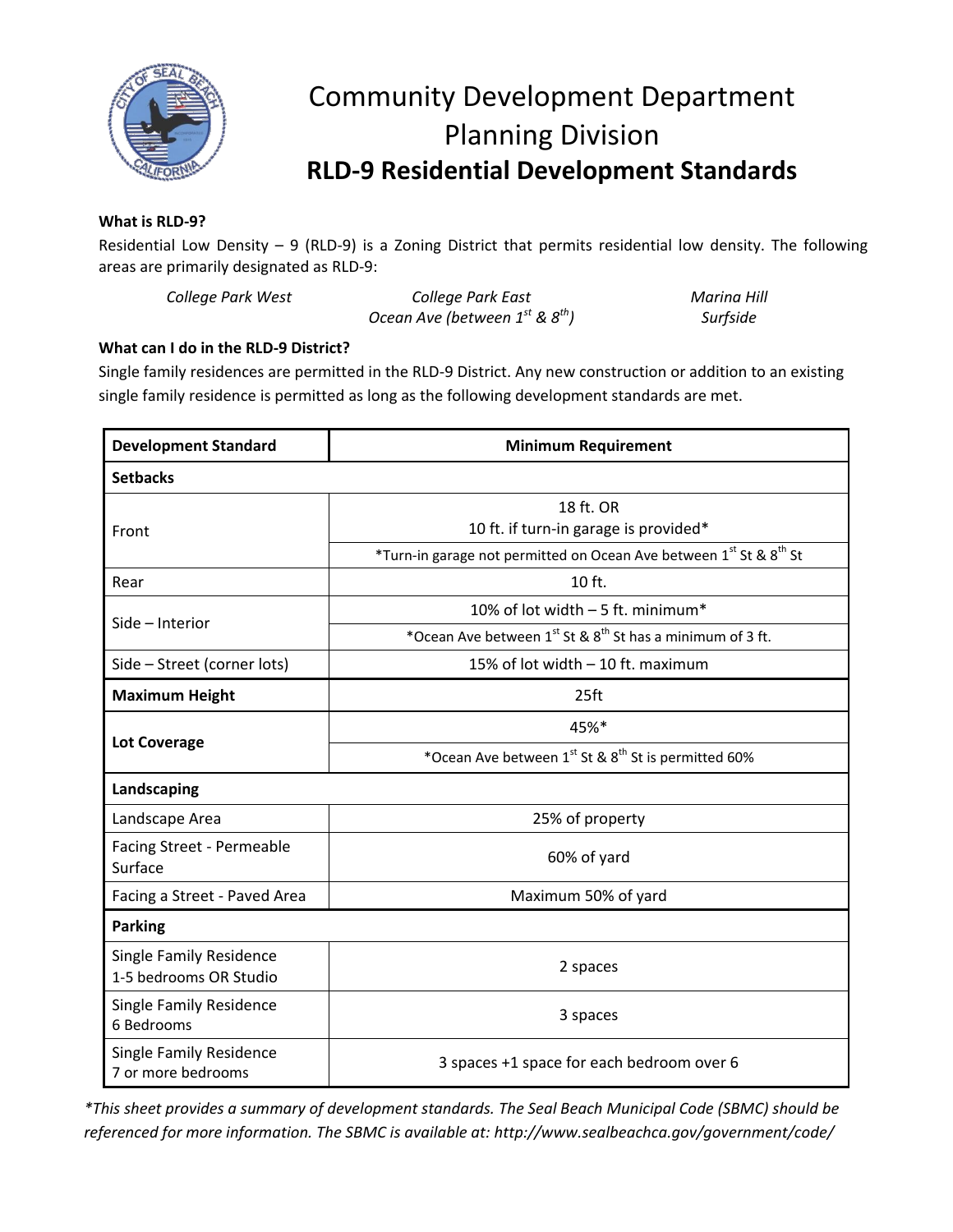# Community Development Department
## Planning Division
## RLD-9 Residential Development Standards

**What is RLD-9?**

Residential Low Density – 9 (RLD-9) is a Zoning District that permits residential low density. The following areas are primarily designated as RLD-9:

*College Park West* | *College Park East* | *Marina Hill*
*Ocean Ave (between 1st & 8th)* | *Surfside*

**What can I do in the RLD-9 District?**

Single family residences are permitted in the RLD-9 District. Any new construction or addition to an existing single family residence is permitted as long as the following development standards are met.

| Development Standard | Minimum Requirement |
|---|---|
| **Setbacks** | |
| Front | 18 ft. OR<br>10 ft. if turn-in garage is provided* |
| | *Turn-in garage not permitted on Ocean Ave between 1st St & 8th St |
| Rear | 10 ft. |
| Side – Interior | 10% of lot width – 5 ft. minimum* |
| | *Ocean Ave between 1st St & 8th St has a minimum of 3 ft. |
| Side – Street (corner lots) | 15% of lot width – 10 ft. maximum |
| **Maximum Height** | 25ft |
| **Lot Coverage** | 45%* |
| | *Ocean Ave between 1st St & 8th St is permitted 60% |
| **Landscaping** | |
| Landscape Area | 25% of property |
| Facing Street - Permeable Surface | 60% of yard |
| Facing a Street - Paved Area | Maximum 50% of yard |
| **Parking** | |
| Single Family Residence 1-5 bedrooms OR Studio | 2 spaces |
| Single Family Residence 6 Bedrooms | 3 spaces |
| Single Family Residence 7 or more bedrooms | 3 spaces +1 space for each bedroom over 6 |

**This sheet provides a summary of development standards. The Seal Beach Municipal Code (SBMC) should be referenced for more information. The SBMC is available at: http://www.sealbeachca.gov/government/code/*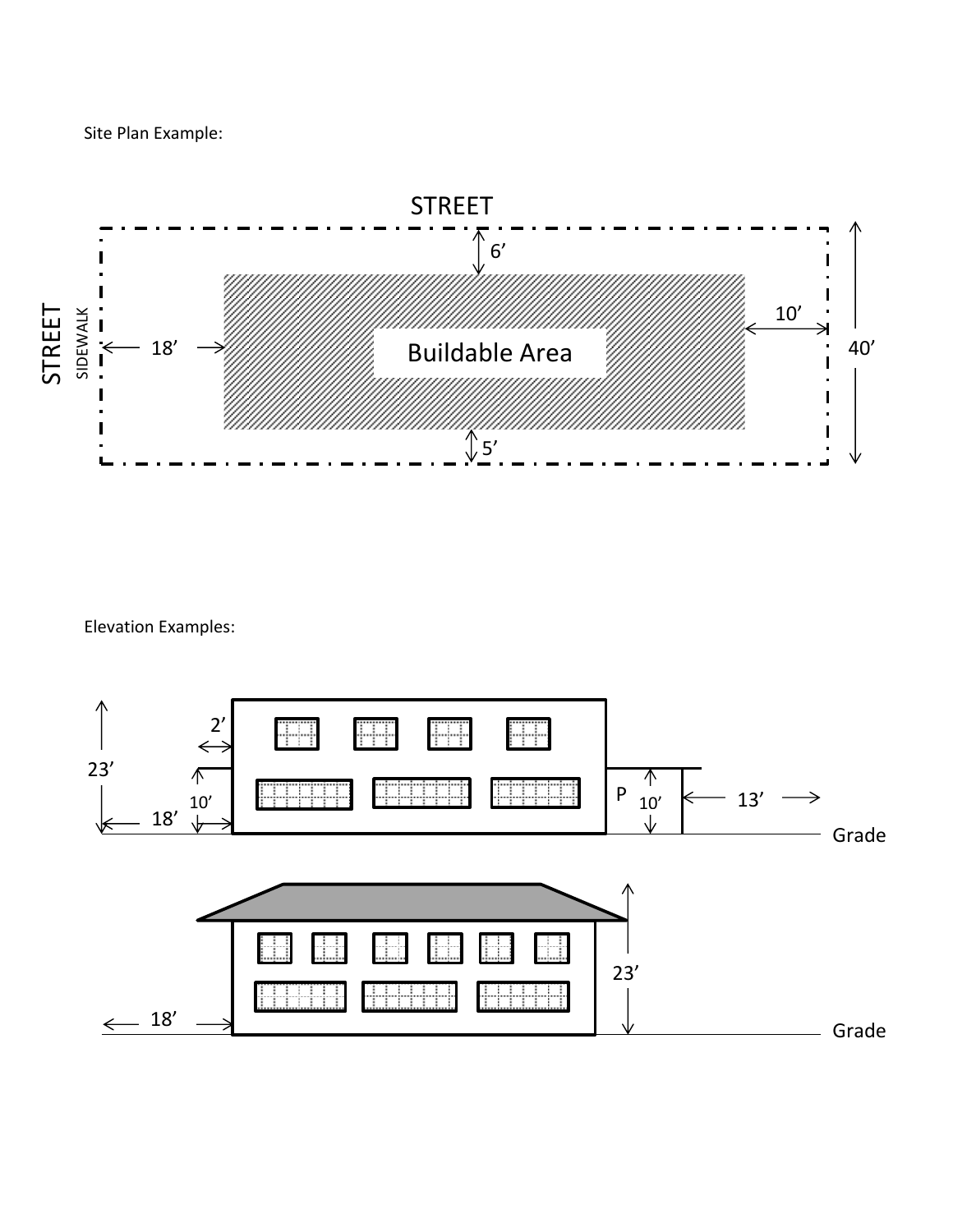Site Plan Example:

STREET

6’

10’

STREET

SIDEWALK

18’

Buildable Area

40’

5’

Elevation Examples:

2’

23’

10’

18’

P

10’

13’

Grade

23’

18’

Grade